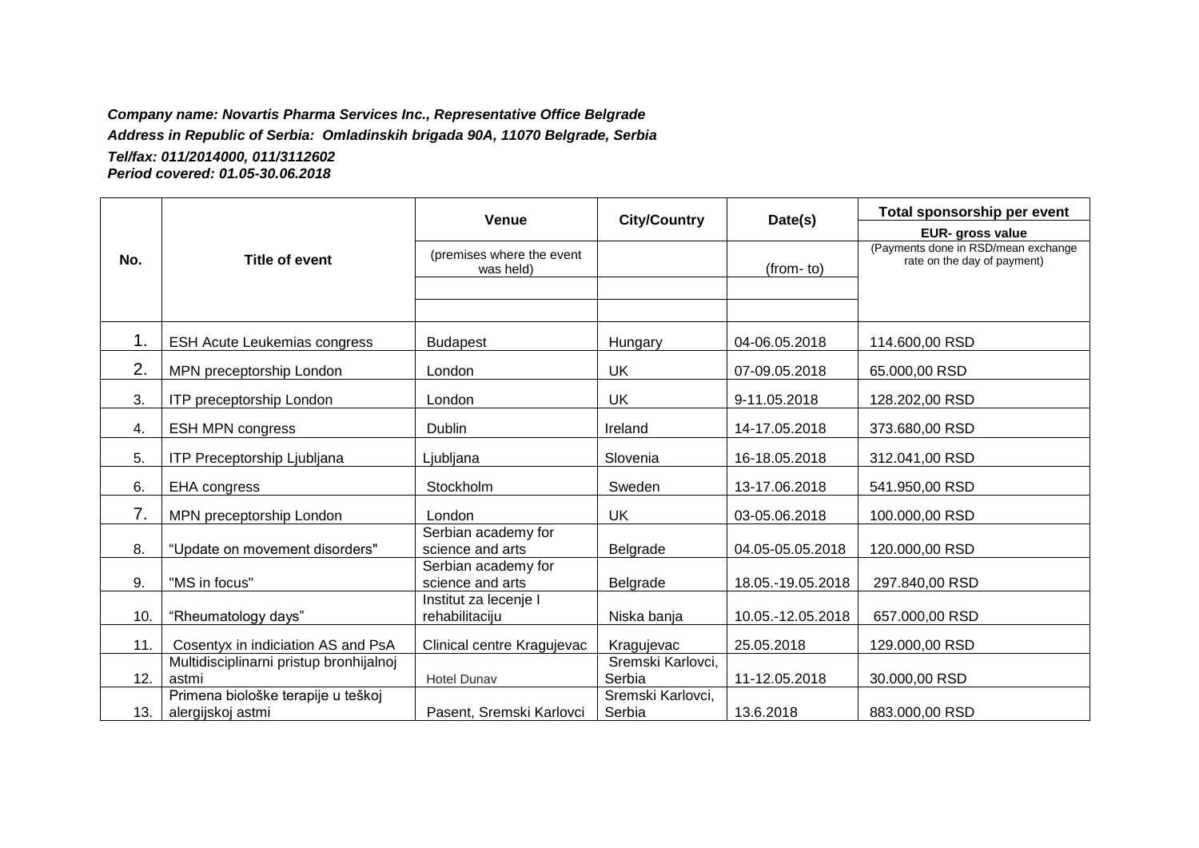***Company name: Novartis Pharma Services Inc., Representative Office Belgrade***

***Address in Republic of Serbia: Omladinskih brigada 90A, 11070 Belgrade, Serbia***

***Tel/fax: 011/2014000, 011/3112602***

***Period covered: 01.05-30.06.2018***

| No. | Title of event | Venue (premises where the event was held) | City/Country | Date(s) (from- to) | Total sponsorship per event EUR- gross value (Payments done in RSD/mean exchange rate on the day of payment) |
|---|---|---|---|---|---|
| 1. | ESH Acute Leukemias congress | Budapest | Hungary | 04-06.05.2018 | 114.600,00 RSD |
| 2. | MPN preceptorship London | London | UK | 07-09.05.2018 | 65.000,00 RSD |
| 3. | ITP preceptorship London | London | UK | 9-11.05.2018 | 128.202,00 RSD |
| 4. | ESH MPN congress | Dublin | Ireland | 14-17.05.2018 | 373.680,00 RSD |
| 5. | ITP Preceptorship Ljubljana | Ljubljana | Slovenia | 16-18.05.2018 | 312.041,00 RSD |
| 6. | EHA congress | Stockholm | Sweden | 13-17.06.2018 | 541.950,00 RSD |
| 7. | MPN preceptorship London | London | UK | 03-05.06.2018 | 100.000,00 RSD |
| 8. | “Update on movement disorders" | Serbian academy for science and arts | Belgrade | 04.05-05.05.2018 | 120.000,00 RSD |
| 9. | "MS in focus" | Serbian academy for science and arts | Belgrade | 18.05.-19.05.2018 | 297.840,00 RSD |
| 10. | “Rheumatology days” | Institut za lecenje I rehabilitaciju | Niska banja | 10.05.-12.05.2018 | 657.000,00 RSD |
| 11. | Cosentyx in indiciation AS and PsA | Clinical centre Kragujevac | Kragujevac | 25.05.2018 | 129.000,00 RSD |
| 12. | Multidisciplinarni pristup bronhijalnoj astmi | Hotel Dunav | Sremski Karlovci, Serbia | 11-12.05.2018 | 30.000,00 RSD |
| 13. | Primena biološke terapije u teškoj alergijskoj astmi | Pasent, Sremski Karlovci | Sremski Karlovci, Serbia | 13.6.2018 | 883.000,00 RSD |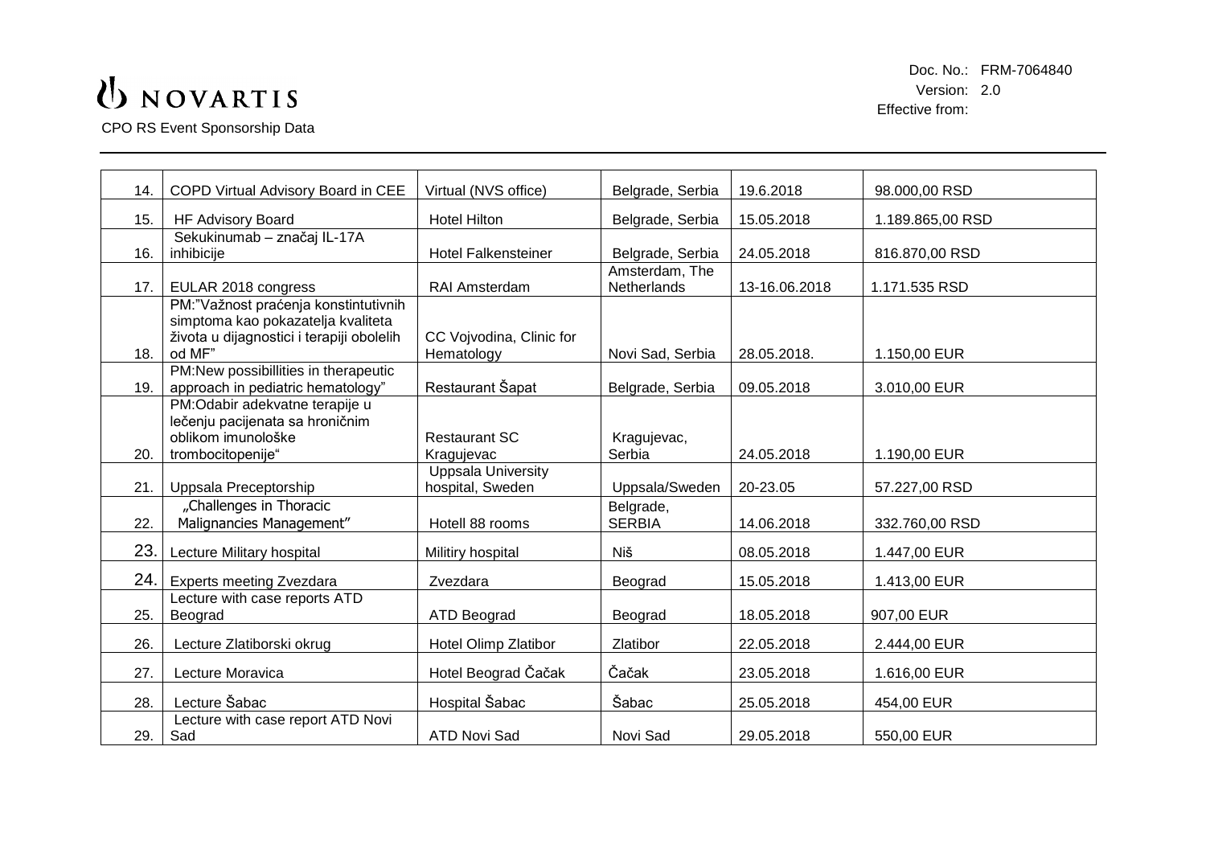| | | | | | |
|---|---|---|---|---|---|
| 14. | COPD Virtual Advisory Board in CEE | Virtual (NVS office) | Belgrade, Serbia | 19.6.2018 | 98.000,00 RSD |
| 15. | HF Advisory Board | Hotel Hilton | Belgrade, Serbia | 15.05.2018 | 1.189.865,00 RSD |
| 16. | Sekukinumab – značaj IL-17A inhibicije | Hotel Falkensteiner | Belgrade, Serbia | 24.05.2018 | 816.870,00 RSD |
| 17. | EULAR 2018 congress | RAI Amsterdam | Amsterdam, The Netherlands | 13-16.06.2018 | 1.171.535 RSD |
| 18. | PM:"Važnost praćenja konstitutivnih simptoma kao pokazatelja kvaliteta života u dijagnostici i terapiji obolelih od MF" | CC Vojvodina, Clinic for Hematology | Novi Sad, Serbia | 28.05.2018. | 1.150,00 EUR |
| 19. | PM:New possibillities in therapeutic approach in pediatric hematology" | Restaurant Šapat | Belgrade, Serbia | 09.05.2018 | 3.010,00 EUR |
| 20. | PM:Odabir adekvatne terapije u lečenju pacijenata sa hroničnim oblikom imunološke trombocitopenije" | Restaurant SC Kragujevac | Kragujevac, Serbia | 24.05.2018 | 1.190,00 EUR |
| 21. | Uppsala Preceptorship | Uppsala University hospital, Sweden | Uppsala/Sweden | 20-23.05 | 57.227,00 RSD |
| 22. | „Challenges in Thoracic Malignancies Management" | Hotell 88 rooms | Belgrade, SERBIA | 14.06.2018 | 332.760,00 RSD |
| 23. | Lecture Military hospital | Militiry hospital | Niš | 08.05.2018 | 1.447,00 EUR |
| 24. | Experts meeting Zvezdara | Zvezdara | Beograd | 15.05.2018 | 1.413,00 EUR |
| 25. | Lecture with case reports ATD Beograd | ATD Beograd | Beograd | 18.05.2018 | 907,00 EUR |
| 26. | Lecture Zlatiborski okrug | Hotel Olimp Zlatibor | Zlatibor | 22.05.2018 | 2.444,00 EUR |
| 27. | Lecture Moravica | Hotel Beograd Čačak | Čačak | 23.05.2018 | 1.616,00 EUR |
| 28. | Lecture Šabac | Hospital Šabac | Šabac | 25.05.2018 | 454,00 EUR |
| 29. | Lecture with case report ATD Novi Sad | ATD Novi Sad | Novi Sad | 29.05.2018 | 550,00 EUR |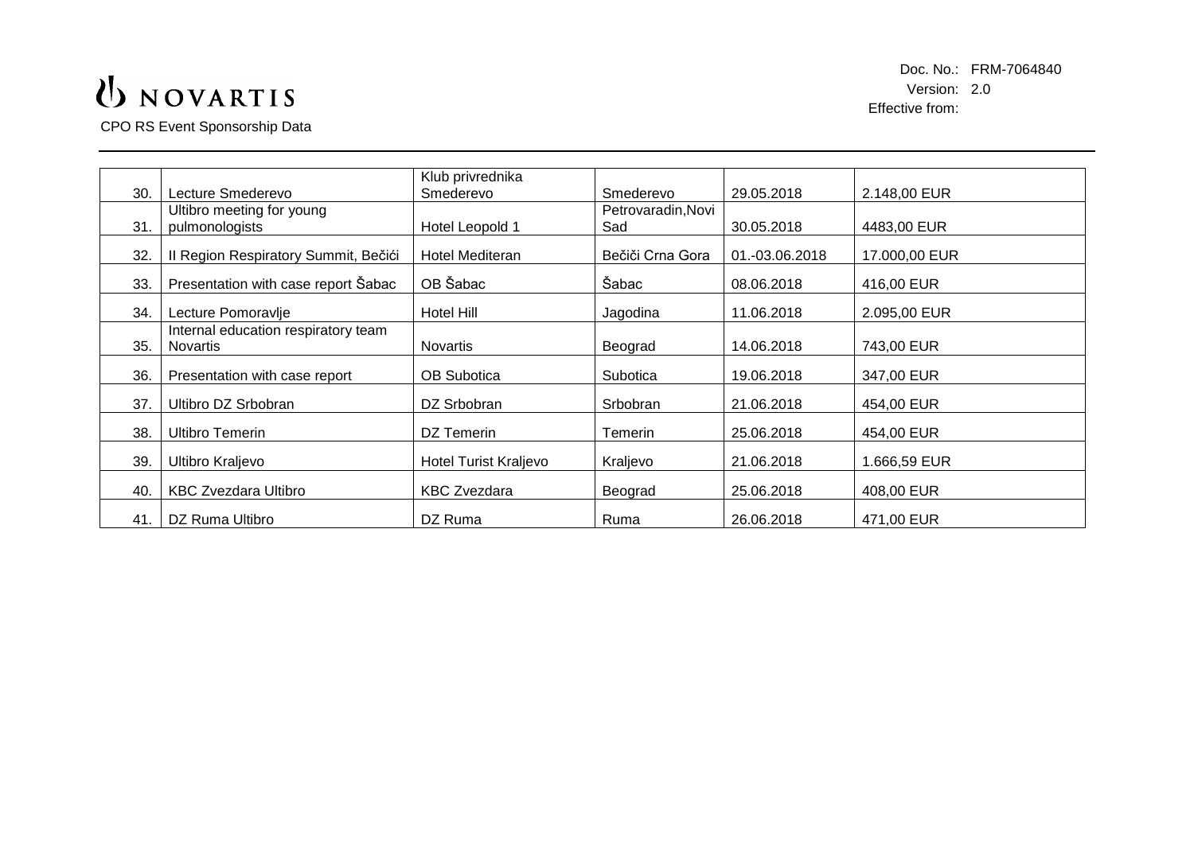| | | | | | |
|---|---|---|---|---|---|
| 30. | Lecture Smederevo | Klub privrednika Smederevo | Smederevo | 29.05.2018 | 2.148,00 EUR |
| 31. | Ultibro meeting for young pulmonologists | Hotel Leopold 1 | Petrovaradin,Novi Sad | 30.05.2018 | 4483,00 EUR |
| 32. | II Region Respiratory Summit, Bečići | Hotel Mediteran | Bečiči Crna Gora | 01.-03.06.2018 | 17.000,00 EUR |
| 33. | Presentation with case report Šabac | OB Šabac | Šabac | 08.06.2018 | 416,00 EUR |
| 34. | Lecture Pomoravlje | Hotel Hill | Jagodina | 11.06.2018 | 2.095,00 EUR |
| 35. | Internal education respiratory team Novartis | Novartis | Beograd | 14.06.2018 | 743,00 EUR |
| 36. | Presentation with case report | OB Subotica | Subotica | 19.06.2018 | 347,00 EUR |
| 37. | Ultibro DZ Srbobran | DZ Srbobran | Srbobran | 21.06.2018 | 454,00 EUR |
| 38. | Ultibro Temerin | DZ Temerin | Temerin | 25.06.2018 | 454,00 EUR |
| 39. | Ultibro Kraljevo | Hotel Turist Kraljevo | Kraljevo | 21.06.2018 | 1.666,59 EUR |
| 40. | KBC Zvezdara Ultibro | KBC Zvezdara | Beograd | 25.06.2018 | 408,00 EUR |
| 41. | DZ Ruma Ultibro | DZ Ruma | Ruma | 26.06.2018 | 471,00 EUR |